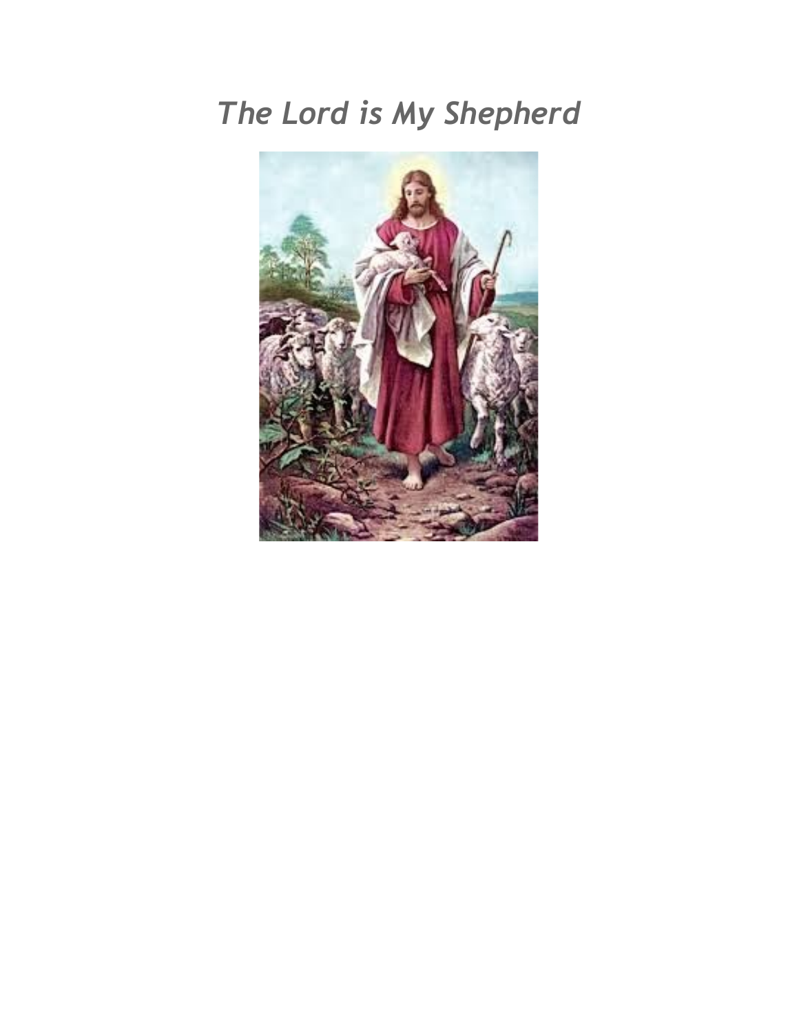# *The Lord is My Shepherd*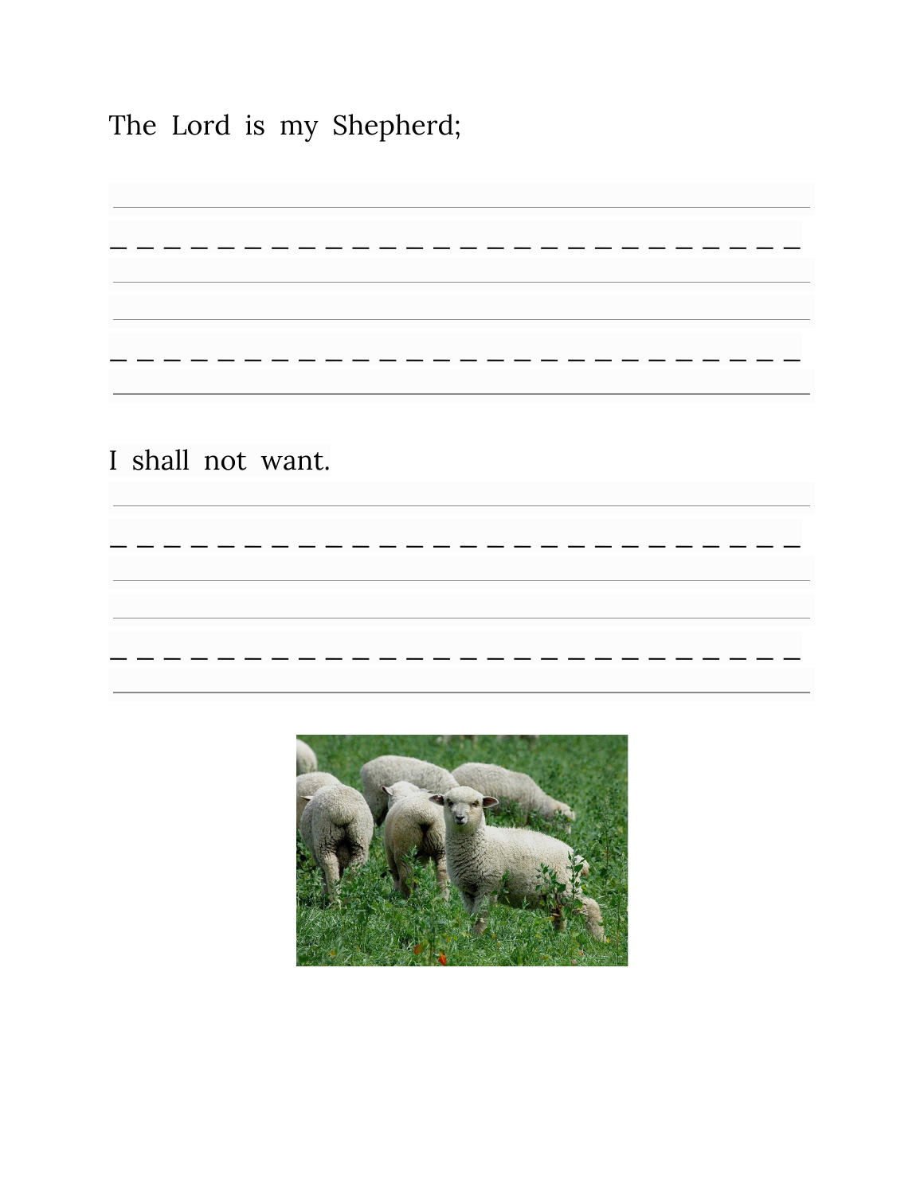The Lord is my Shepherd;

I shall not want.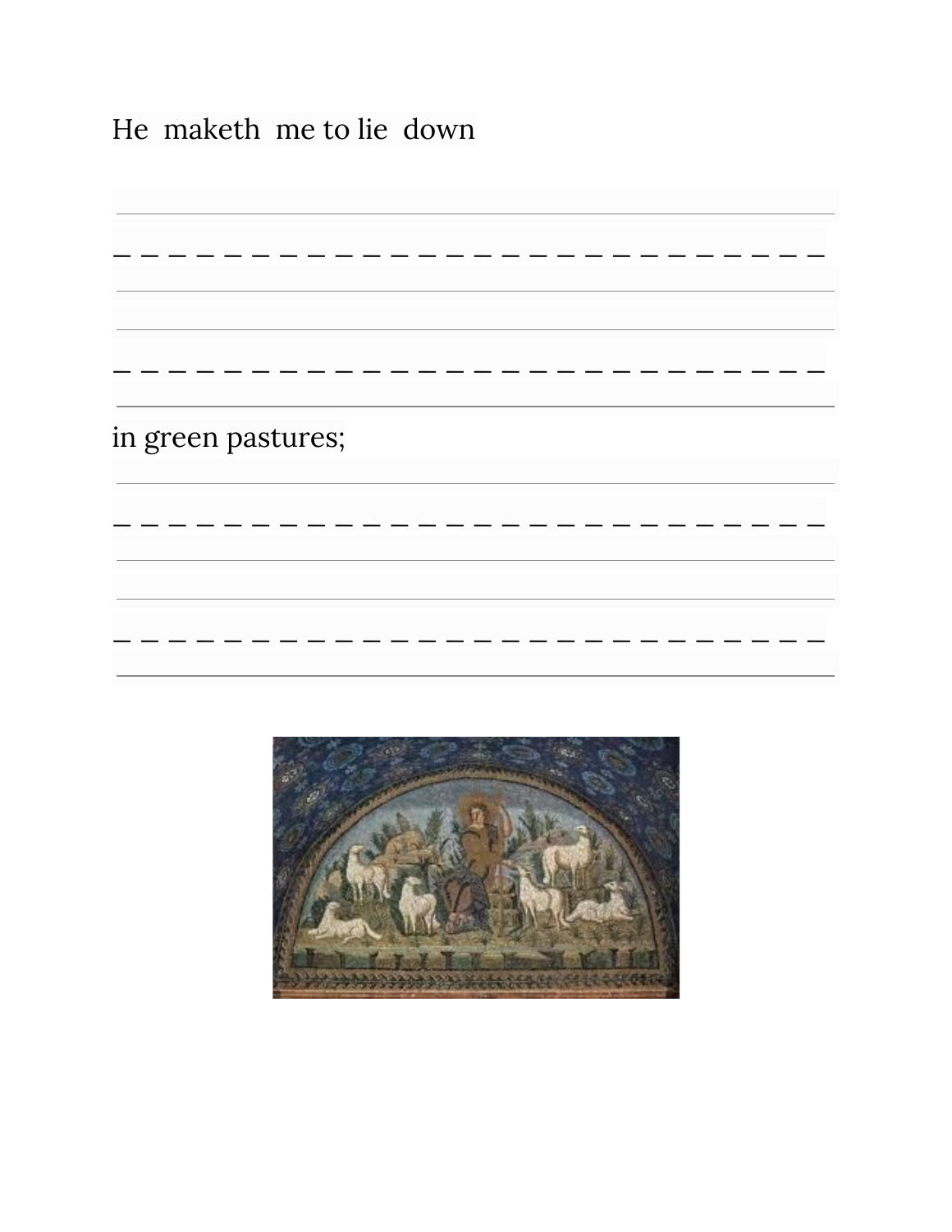He maketh me to lie down

in green pastures;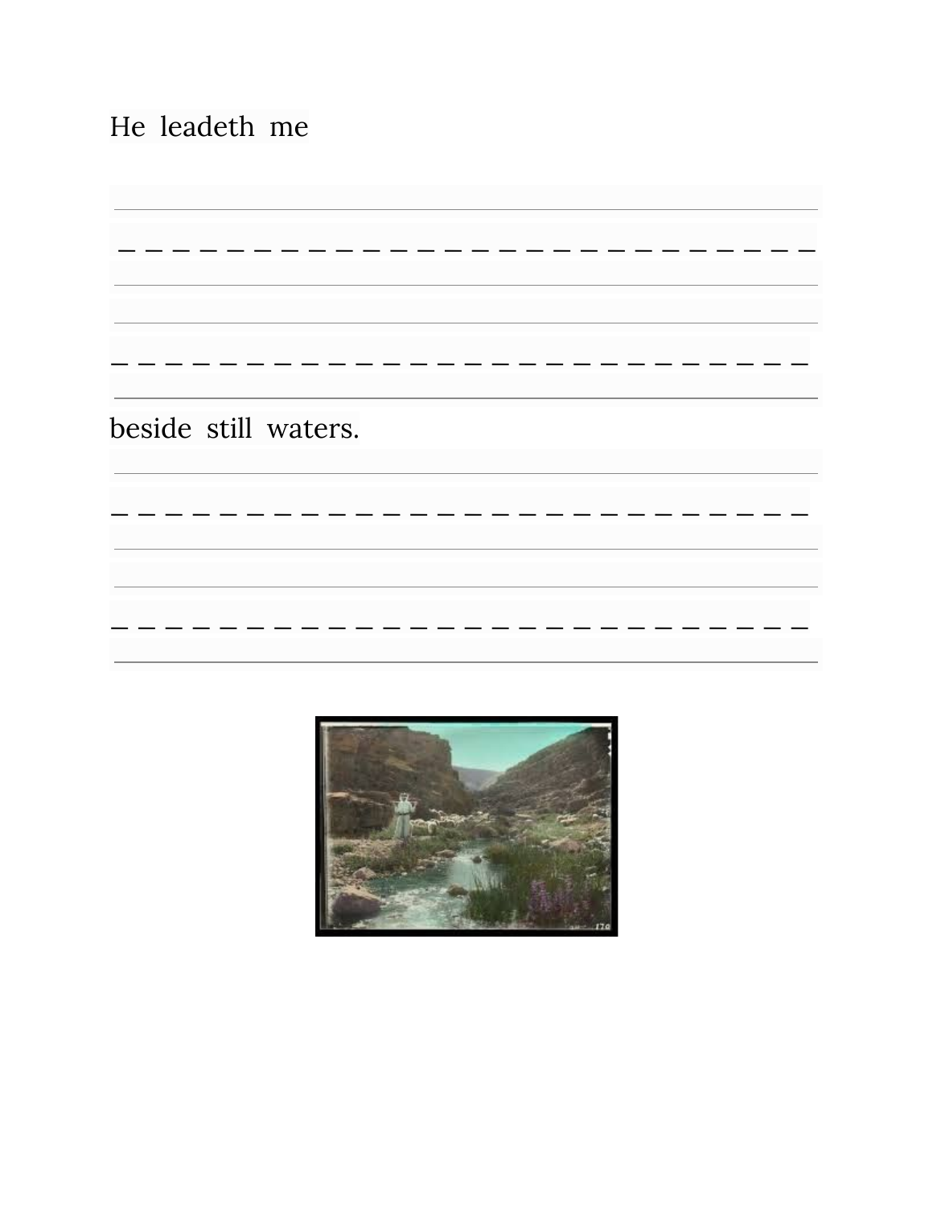He leadeth me

beside still waters.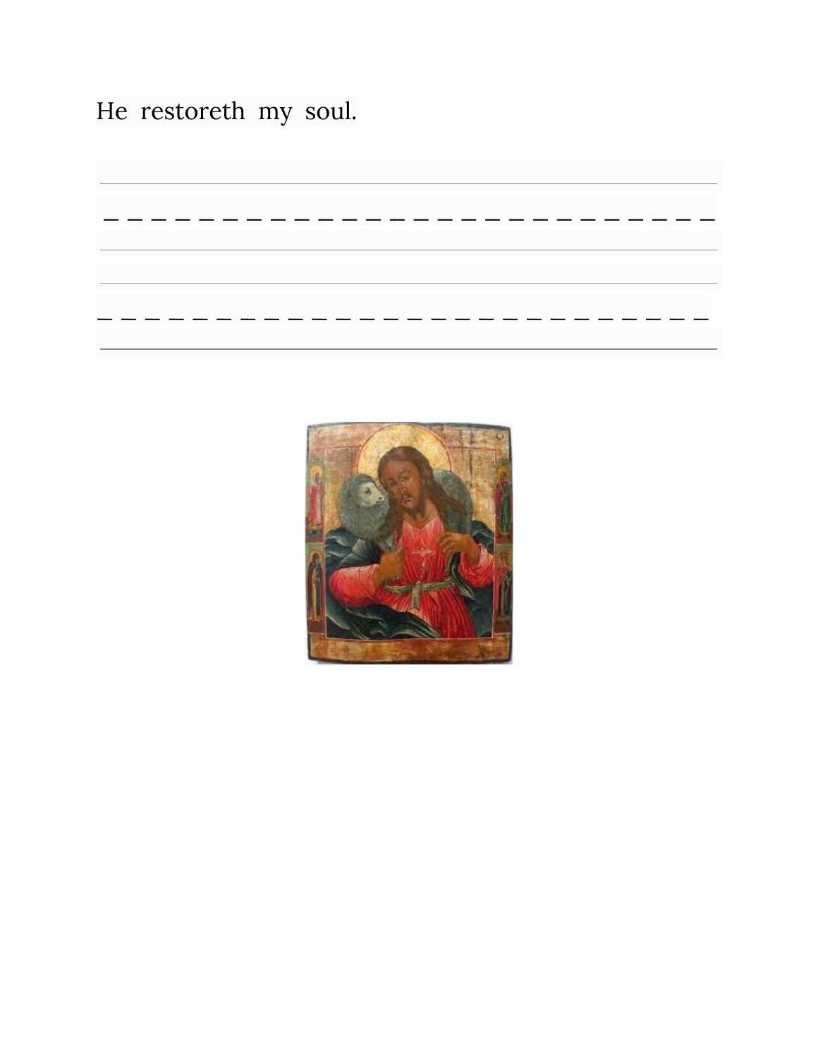He restoreth my soul.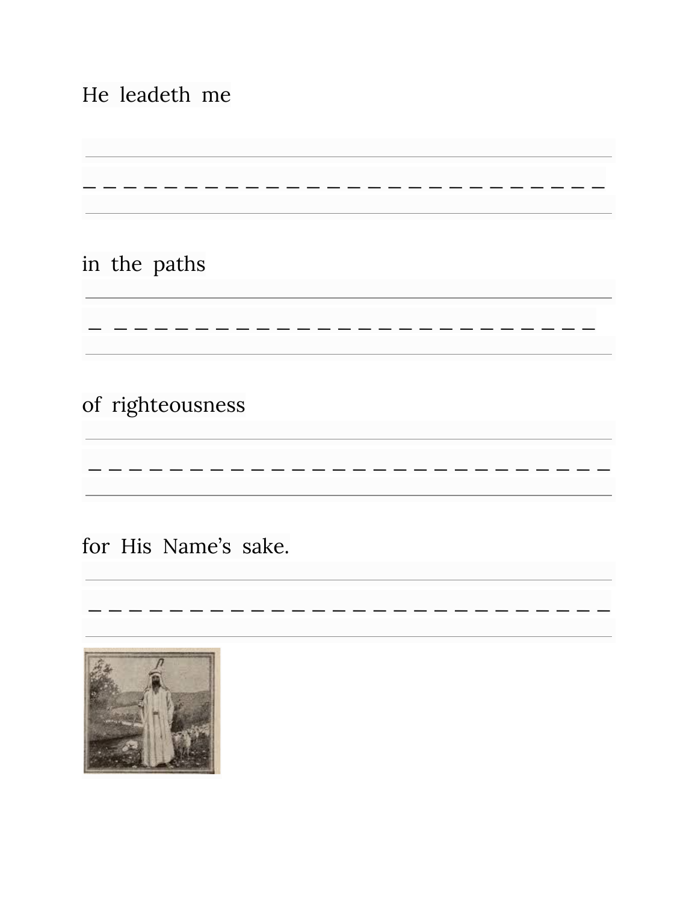He leadeth me

in the paths

of righteousness

for His Name's sake.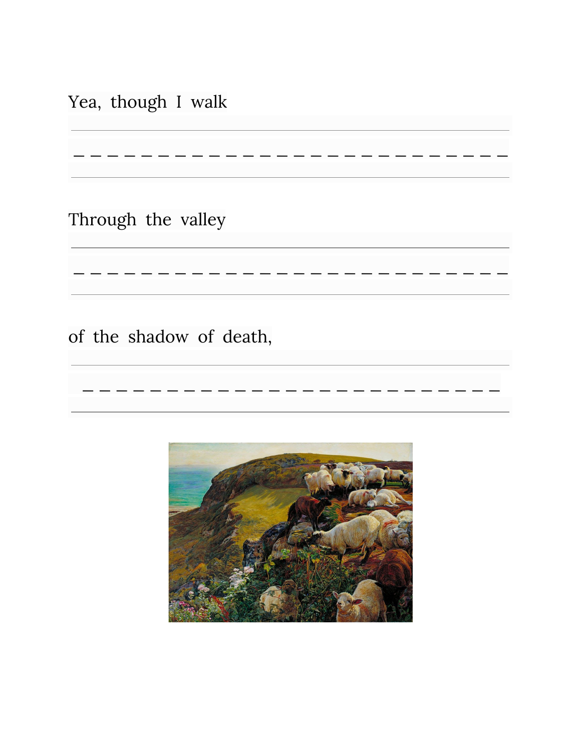Yea, though I walk

Through the valley

of the shadow of death,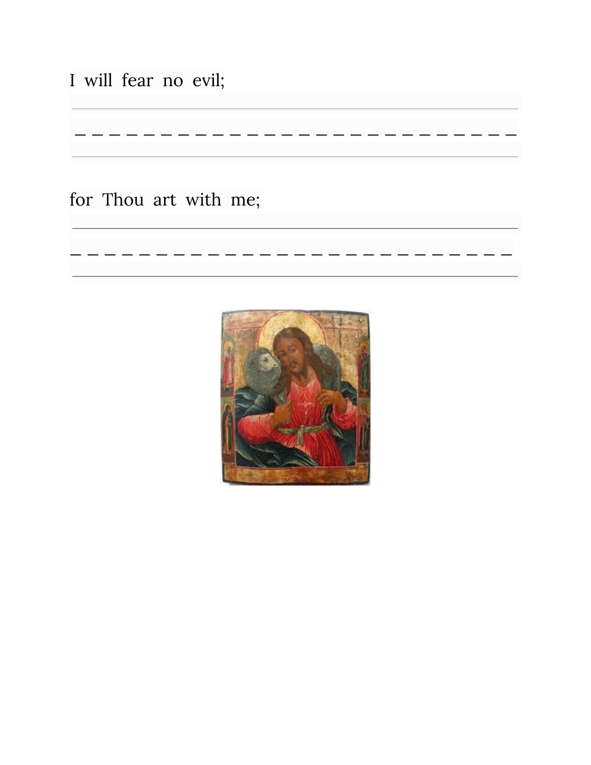I will fear no evil;

for Thou art with me;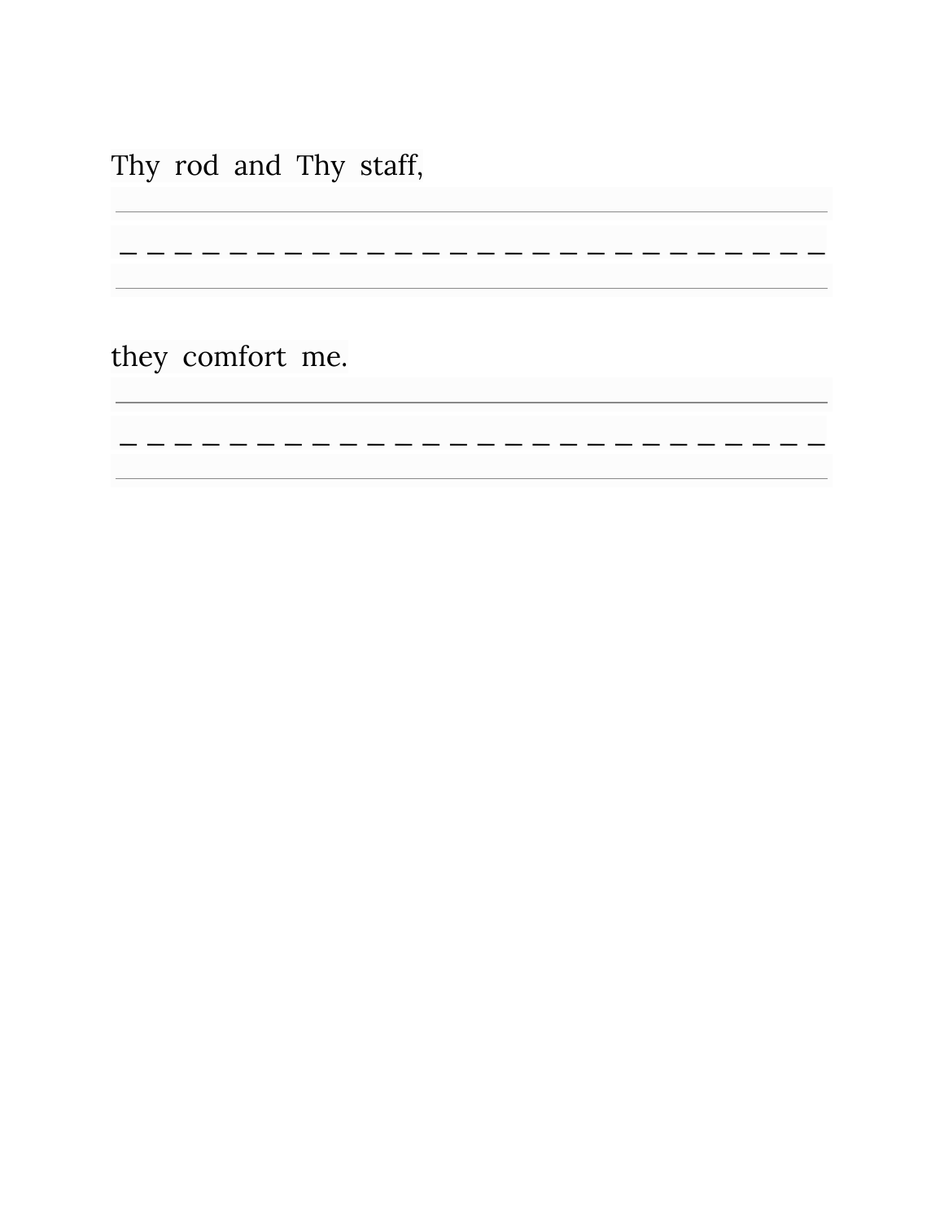Thy rod and Thy staff,

they comfort me.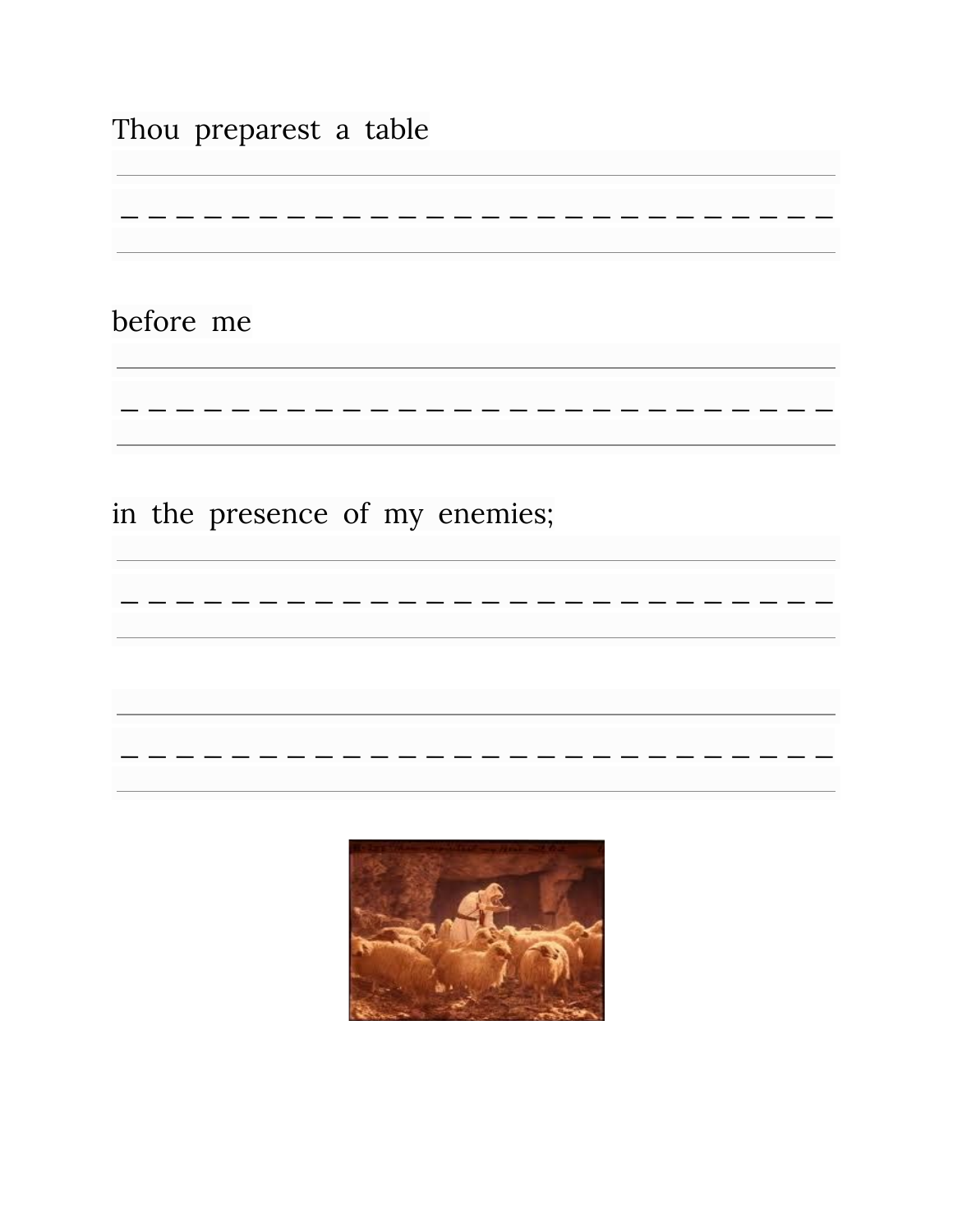Thou preparest a table

before me

in the presence of my enemies;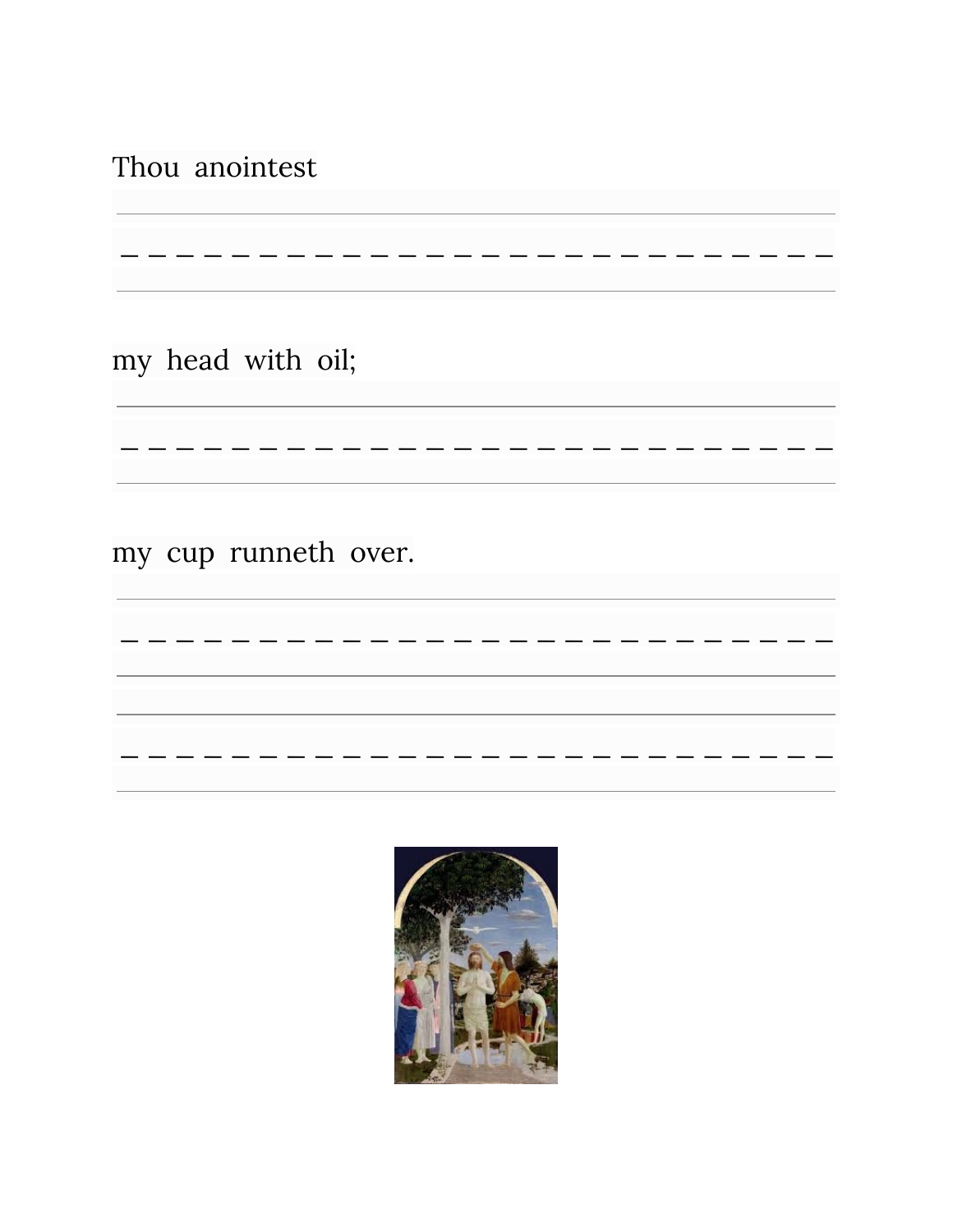Thou anointest

my head with oil;

my cup runneth over.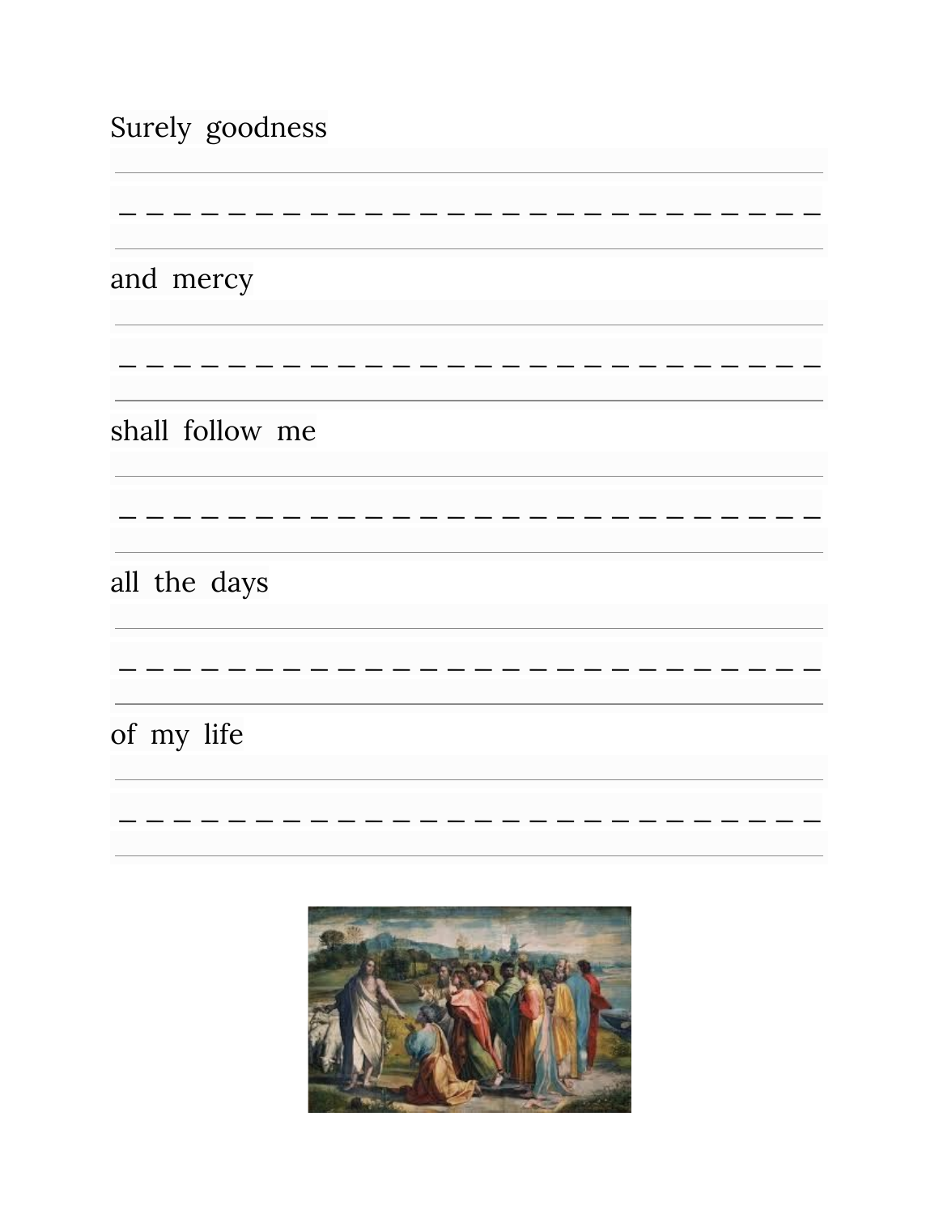Surely goodness

and mercy

shall follow me

all the days

of my life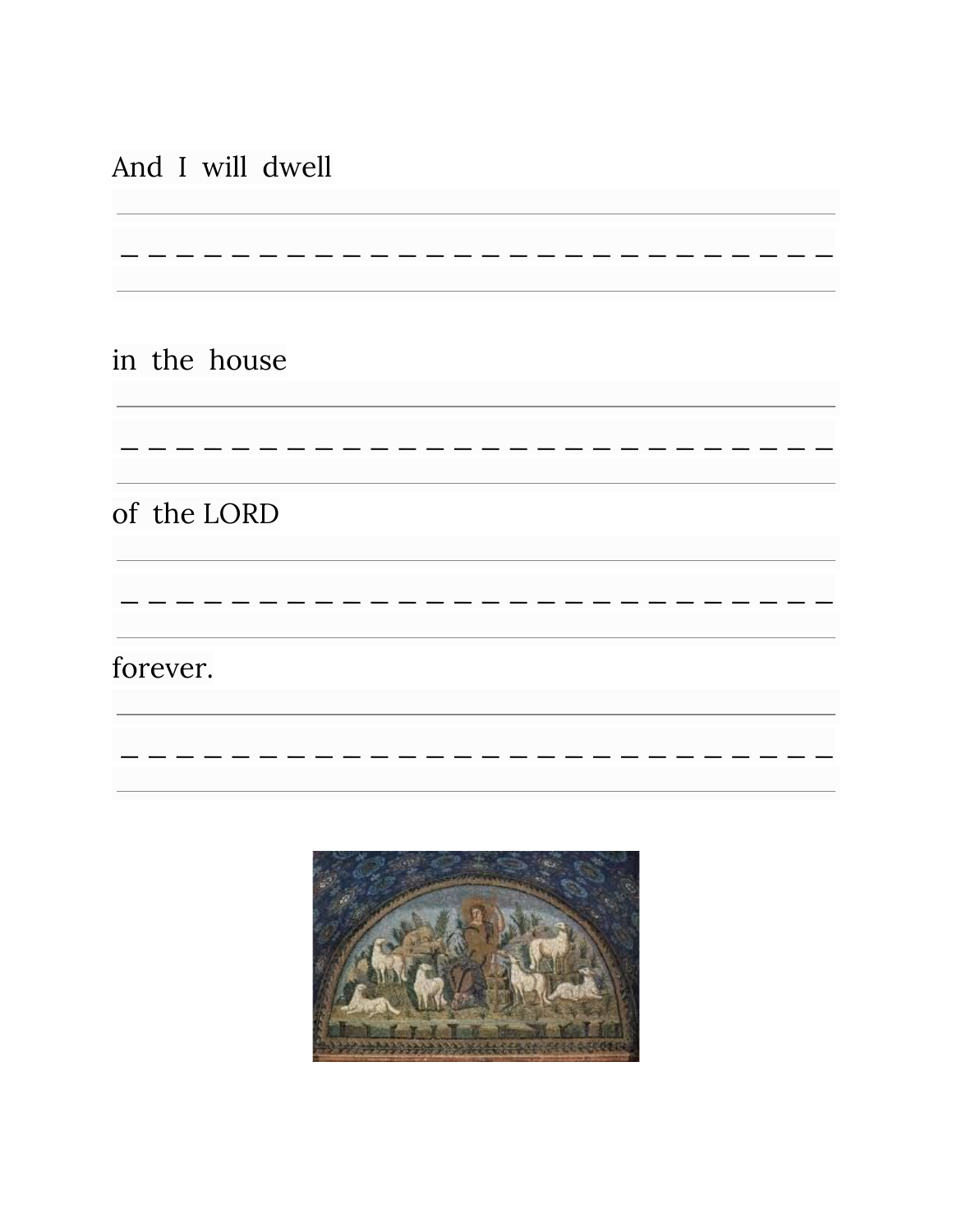And I will dwell

in the house

of the LORD

forever.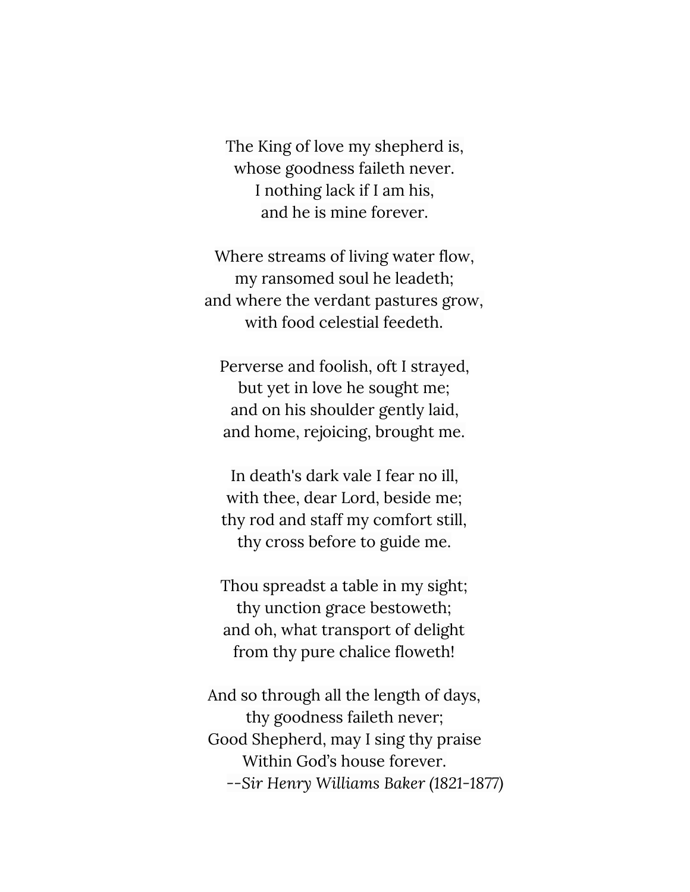The King of love my shepherd is,  
whose goodness faileth never.  
I nothing lack if I am his,  
and he is mine forever.

Where streams of living water flow,  
my ransomed soul he leadeth;  
and where the verdant pastures grow,  
with food celestial feedeth.

Perverse and foolish, oft I strayed,  
but yet in love he sought me;  
and on his shoulder gently laid,  
and home, rejoicing, brought me.

In death's dark vale I fear no ill,  
with thee, dear Lord, beside me;  
thy rod and staff my comfort still,  
thy cross before to guide me.

Thou spreadst a table in my sight;  
thy unction grace bestoweth;  
and oh, what transport of delight  
from thy pure chalice floweth!

And so through all the length of days,  
thy goodness faileth never;  
Good Shepherd, may I sing thy praise  
Within God's house forever.  
--*Sir Henry Williams Baker* (1821-1877)